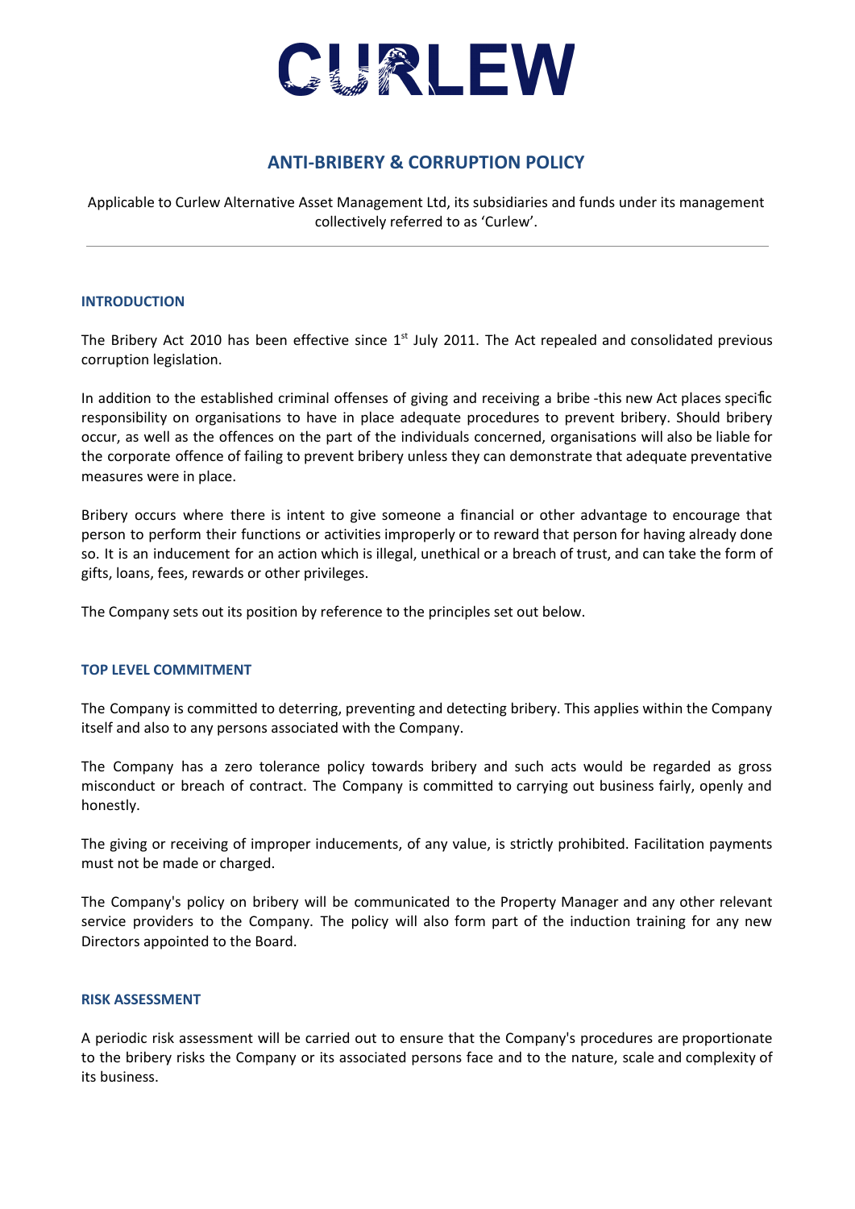# CURLEW

## ANTI-BRIBERY & CORRUPTION POLICY

Applicable to Curlew Alternative Asset Management Ltd, its subsidiaries and funds under its management collectively referred to as 'Curlew'.

---

### INTRODUCTION

The Bribery Act 2010 has been effective since 1st July 2011. The Act repealed and consolidated previous corruption legislation.

In addition to the established criminal offenses of giving and receiving a bribe -this new Act places specific responsibility on organisations to have in place adequate procedures to prevent bribery. Should bribery occur, as well as the offences on the part of the individuals concerned, organisations will also be liable for the corporate offence of failing to prevent bribery unless they can demonstrate that adequate preventative measures were in place.

Bribery occurs where there is intent to give someone a financial or other advantage to encourage that person to perform their functions or activities improperly or to reward that person for having already done so. It is an inducement for an action which is illegal, unethical or a breach of trust, and can take the form of gifts, loans, fees, rewards or other privileges.

The Company sets out its position by reference to the principles set out below.

### TOP LEVEL COMMITMENT

The Company is committed to deterring, preventing and detecting bribery. This applies within the Company itself and also to any persons associated with the Company.

The Company has a zero tolerance policy towards bribery and such acts would be regarded as gross misconduct or breach of contract. The Company is committed to carrying out business fairly, openly and honestly.

The giving or receiving of improper inducements, of any value, is strictly prohibited. Facilitation payments must not be made or charged.

The Company's policy on bribery will be communicated to the Property Manager and any other relevant service providers to the Company. The policy will also form part of the induction training for any new Directors appointed to the Board.

### RISK ASSESSMENT

A periodic risk assessment will be carried out to ensure that the Company's procedures are proportionate to the bribery risks the Company or its associated persons face and to the nature, scale and complexity of its business.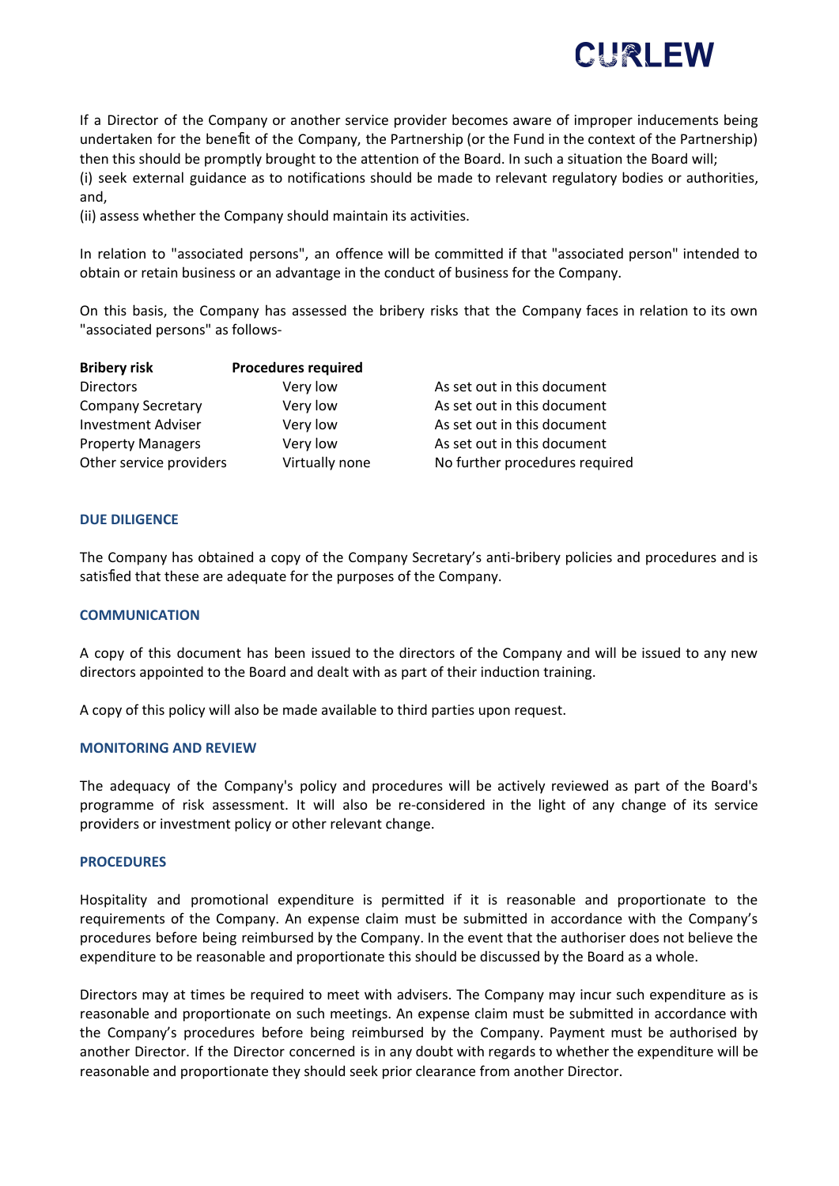If a Director of the Company or another service provider becomes aware of improper inducements being undertaken for the benefit of the Company, the Partnership (or the Fund in the context of the Partnership) then this should be promptly brought to the attention of the Board. In such a situation the Board will;
(i) seek external guidance as to notifications should be made to relevant regulatory bodies or authorities, and,
(ii) assess whether the Company should maintain its activities.

In relation to "associated persons", an offence will be committed if that "associated person" intended to obtain or retain business or an advantage in the conduct of business for the Company.

On this basis, the Company has assessed the bribery risks that the Company faces in relation to its own "associated persons" as follows-

| Bribery risk | Procedures required | |
|---|---|---|
| Directors | Very low | As set out in this document |
| Company Secretary | Very low | As set out in this document |
| Investment Adviser | Very low | As set out in this document |
| Property Managers | Very low | As set out in this document |
| Other service providers | Virtually none | No further procedures required |

## DUE DILIGENCE

The Company has obtained a copy of the Company Secretary's anti-bribery policies and procedures and is satisfied that these are adequate for the purposes of the Company.

## COMMUNICATION

A copy of this document has been issued to the directors of the Company and will be issued to any new directors appointed to the Board and dealt with as part of their induction training.

A copy of this policy will also be made available to third parties upon request.

## MONITORING AND REVIEW

The adequacy of the Company's policy and procedures will be actively reviewed as part of the Board's programme of risk assessment. It will also be re-considered in the light of any change of its service providers or investment policy or other relevant change.

## PROCEDURES

Hospitality and promotional expenditure is permitted if it is reasonable and proportionate to the requirements of the Company. An expense claim must be submitted in accordance with the Company's procedures before being reimbursed by the Company. In the event that the authoriser does not believe the expenditure to be reasonable and proportionate this should be discussed by the Board as a whole.

Directors may at times be required to meet with advisers. The Company may incur such expenditure as is reasonable and proportionate on such meetings. An expense claim must be submitted in accordance with the Company's procedures before being reimbursed by the Company. Payment must be authorised by another Director. If the Director concerned is in any doubt with regards to whether the expenditure will be reasonable and proportionate they should seek prior clearance from another Director.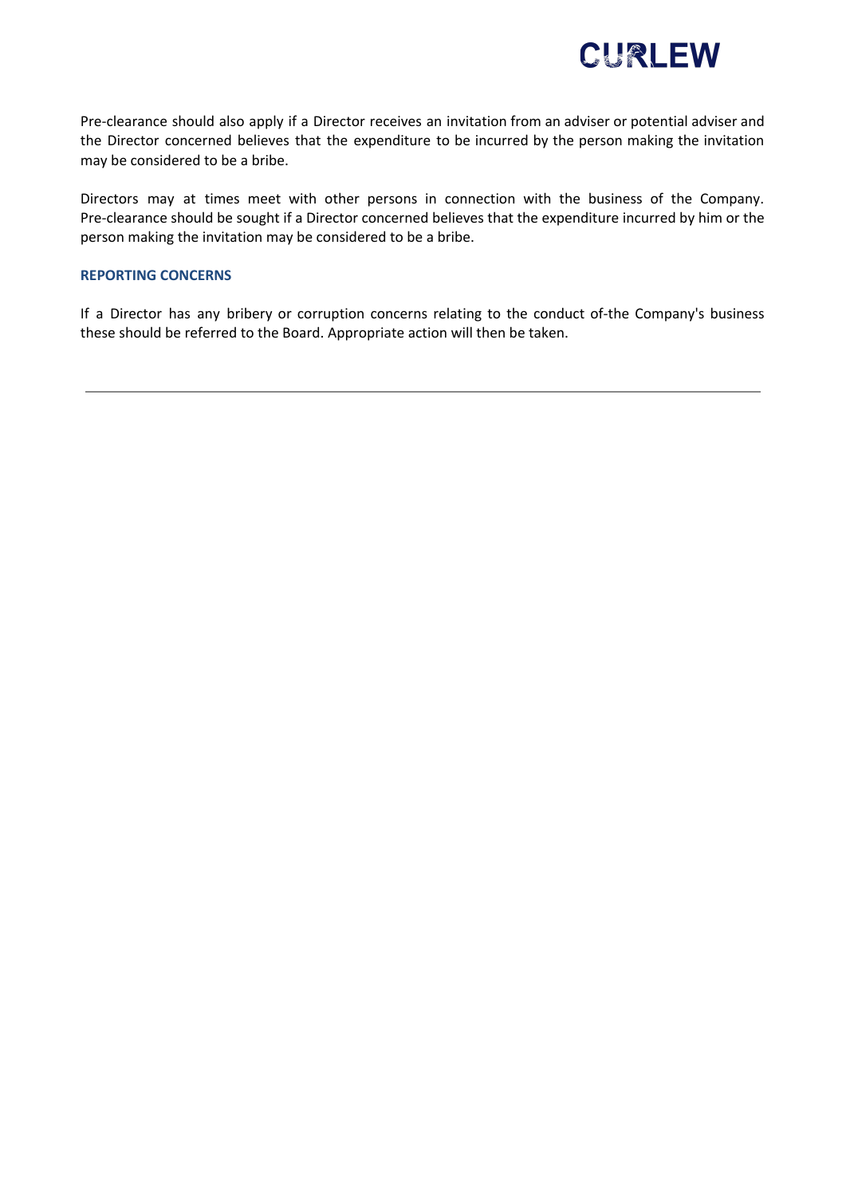Pre-clearance should also apply if a Director receives an invitation from an adviser or potential adviser and the Director concerned believes that the expenditure to be incurred by the person making the invitation may be considered to be a bribe.

Directors may at times meet with other persons in connection with the business of the Company. Pre-clearance should be sought if a Director concerned believes that the expenditure incurred by him or the person making the invitation may be considered to be a bribe.

### REPORTING CONCERNS

If a Director has any bribery or corruption concerns relating to the conduct of-the Company's business these should be referred to the Board. Appropriate action will then be taken.

---